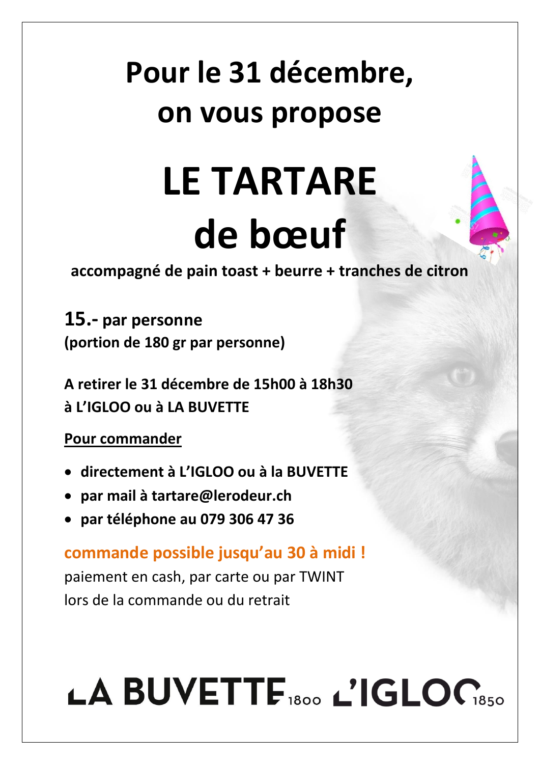# Pour le 31 décembre, on vous propose

# LE TARTARE de bœuf

**accompagné de pain toast + beurre + tranches de citron**

**15.- par personne**
**(portion de 180 gr par personne)**

**A retirer le 31 décembre de 15h00 à 18h30**
**à L'IGLOO ou à LA BUVETTE**

**Pour commander**

- **directement à L'IGLOO ou à la BUVETTE**
- **par mail à tartare@lerodeur.ch**
- **par téléphone au 079 306 47 36**

**commande possible jusqu'au 30 à midi !**

paiement en cash, par carte ou par TWINT
lors de la commande ou du retrait

LA BUVETTE 1800 L'IGLOO 1850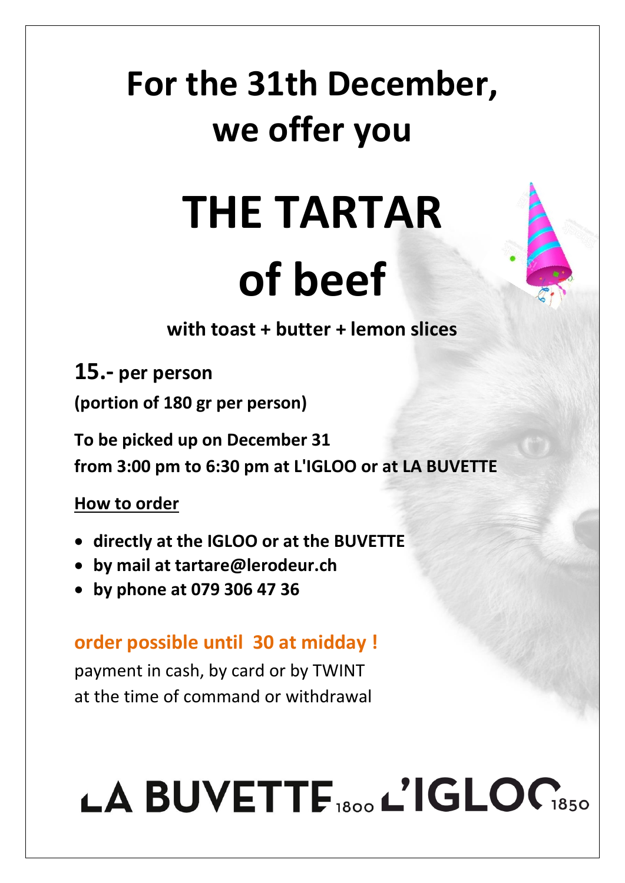# For the 31th December, we offer you

# THE TARTAR of beef

**with toast + butter + lemon slices**

**15.- per person**

**(portion of 180 gr per person)**

**To be picked up on December 31**
**from 3:00 pm to 6:30 pm at L'IGLOO or at LA BUVETTE**

**<u>How to order</u>**

- **directly at the IGLOO or at the BUVETTE**
- **by mail at tartare@lerodeur.ch**
- **by phone at 079 306 47 36**

**order possible until 30 at midday !**

payment in cash, by card or by TWINT
at the time of command or withdrawal

LA BUVETTE 1800 L'IGLOO 1850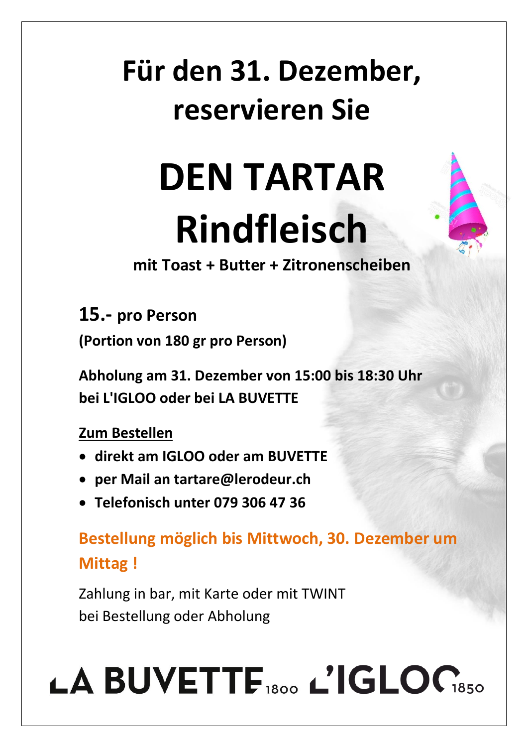# Für den 31. Dezember, reservieren Sie

# DEN TARTAR Rindfleisch

**mit Toast + Butter + Zitronenscheiben**

**15.- pro Person**

**(Portion von 180 gr pro Person)**

**Abholung am 31. Dezember von 15:00 bis 18:30 Uhr bei L'IGLOO oder bei LA BUVETTE**

**Zum Bestellen**

- **direkt am IGLOO oder am BUVETTE**
- **per Mail an tartare@lerodeur.ch**
- **Telefonisch unter 079 306 47 36**

**Bestellung möglich bis Mittwoch, 30. Dezember um Mittag !**

Zahlung in bar, mit Karte oder mit TWINT
bei Bestellung oder Abholung

LA BUVETTE 1800 L'IGLOO 1850